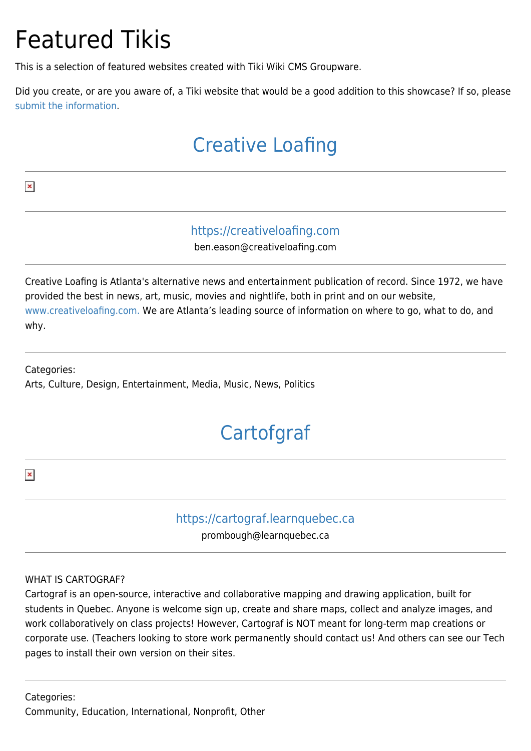# Featured Tikis

This is a selection of featured websites created with Tiki Wiki CMS Groupware.

Did you create, or are you aware of, a Tiki website that would be a good addition to this showcase? If so, please submit the information.

## Creative Loafing

---

---

https://creativeloafing.com

ben.eason@creativeloafing.com

---

Creative Loafing is Atlanta's alternative news and entertainment publication of record. Since 1972, we have provided the best in news, art, music, movies and nightlife, both in print and on our website, www.creativeloafing.com. We are Atlanta’s leading source of information on where to go, what to do, and why.

---

Categories:
Arts, Culture, Design, Entertainment, Media, Music, News, Politics

## Cartofgraf

---

---

https://cartograf.learnquebec.ca

prombough@learnquebec.ca

---

WHAT IS CARTOGRAF?
Cartograf is an open-source, interactive and collaborative mapping and drawing application, built for students in Quebec. Anyone is welcome sign up, create and share maps, collect and analyze images, and work collaboratively on class projects! However, Cartograf is NOT meant for long-term map creations or corporate use. (Teachers looking to store work permanently should contact us! And others can see our Tech pages to install their own version on their sites.

---

Categories:
Community, Education, International, Nonprofit, Other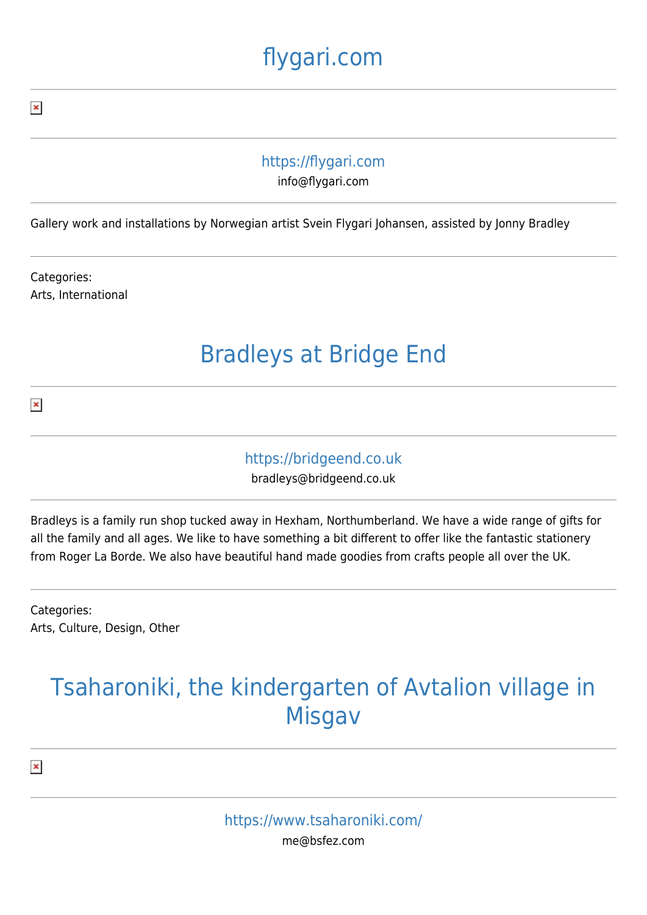# flygari.com

---

---

https://flygari.com

info@flygari.com

---

Gallery work and installations by Norwegian artist Svein Flygari Johansen, assisted by Jonny Bradley

---

Categories:
Arts, International

# Bradleys at Bridge End

---

---

https://bridgeend.co.uk

bradleys@bridgeend.co.uk

---

Bradleys is a family run shop tucked away in Hexham, Northumberland. We have a wide range of gifts for all the family and all ages. We like to have something a bit different to offer like the fantastic stationery from Roger La Borde. We also have beautiful hand made goodies from crafts people all over the UK.

---

Categories:
Arts, Culture, Design, Other

# Tsaharoniki, the kindergarten of Avtalion village in Misgav

---

---

https://www.tsaharoniki.com/

me@bsfez.com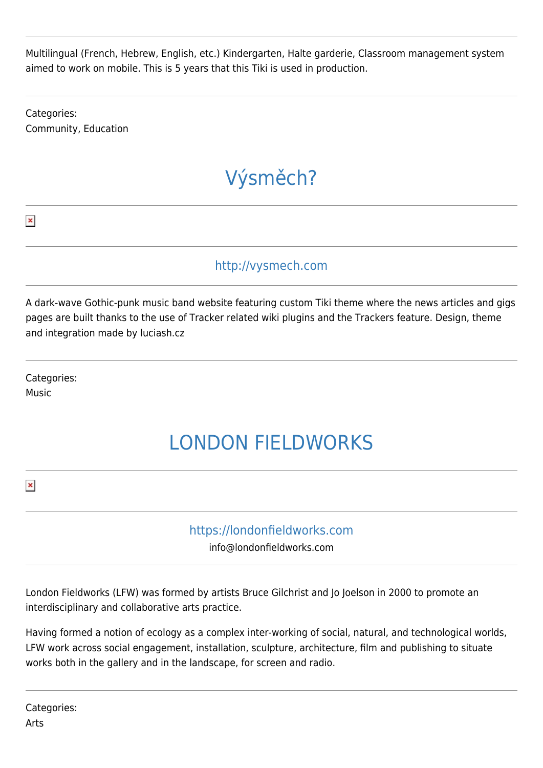Multilingual (French, Hebrew, English, etc.) Kindergarten, Halte garderie, Classroom management system aimed to work on mobile. This is 5 years that this Tiki is used in production.

---

Categories:
Community, Education

# Výsměch?

---

http://vysmech.com

---

A dark-wave Gothic-punk music band website featuring custom Tiki theme where the news articles and gigs pages are built thanks to the use of Tracker related wiki plugins and the Trackers feature. Design, theme and integration made by luciash.cz

---

Categories:
Music

# LONDON FIELDWORKS

---

https://londonfieldworks.com
info@londonfieldworks.com

---

London Fieldworks (LFW) was formed by artists Bruce Gilchrist and Jo Joelson in 2000 to promote an interdisciplinary and collaborative arts practice.

Having formed a notion of ecology as a complex inter-working of social, natural, and technological worlds, LFW work across social engagement, installation, sculpture, architecture, film and publishing to situate works both in the gallery and in the landscape, for screen and radio.

---

Categories:
Arts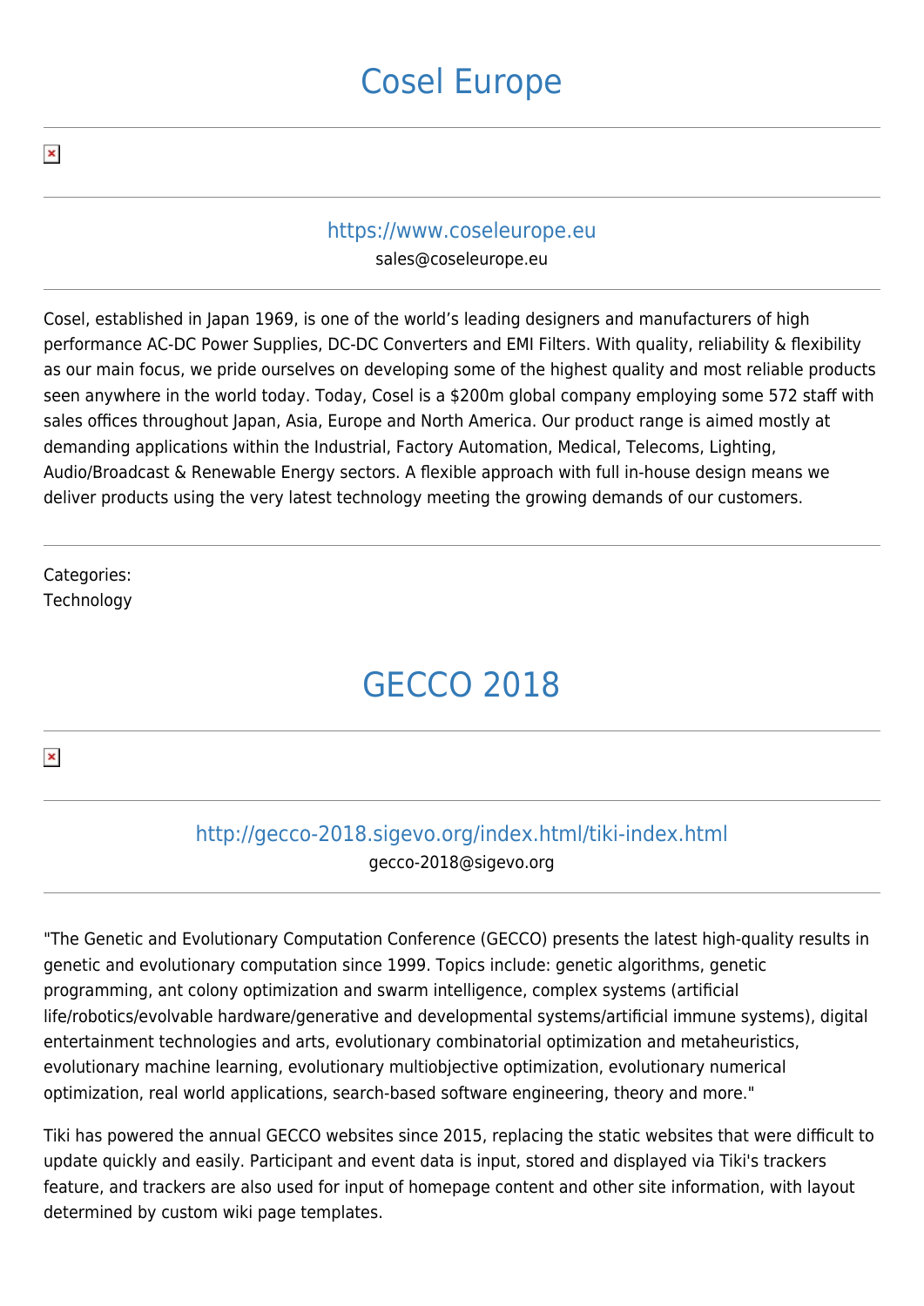# Cosel Europe

---

https://www.coseleurope.eu
sales@coseleurope.eu

---

Cosel, established in Japan 1969, is one of the world's leading designers and manufacturers of high performance AC-DC Power Supplies, DC-DC Converters and EMI Filters. With quality, reliability & flexibility as our main focus, we pride ourselves on developing some of the highest quality and most reliable products seen anywhere in the world today. Today, Cosel is a $200m global company employing some 572 staff with sales offices throughout Japan, Asia, Europe and North America. Our product range is aimed mostly at demanding applications within the Industrial, Factory Automation, Medical, Telecoms, Lighting, Audio/Broadcast & Renewable Energy sectors. A flexible approach with full in-house design means we deliver products using the very latest technology meeting the growing demands of our customers.

---

Categories:
Technology

# GECCO 2018

---

http://gecco-2018.sigevo.org/index.html/tiki-index.html
gecco-2018@sigevo.org

---

"The Genetic and Evolutionary Computation Conference (GECCO) presents the latest high-quality results in genetic and evolutionary computation since 1999. Topics include: genetic algorithms, genetic programming, ant colony optimization and swarm intelligence, complex systems (artificial life/robotics/evolvable hardware/generative and developmental systems/artificial immune systems), digital entertainment technologies and arts, evolutionary combinatorial optimization and metaheuristics, evolutionary machine learning, evolutionary multiobjective optimization, evolutionary numerical optimization, real world applications, search-based software engineering, theory and more."

Tiki has powered the annual GECCO websites since 2015, replacing the static websites that were difficult to update quickly and easily. Participant and event data is input, stored and displayed via Tiki's trackers feature, and trackers are also used for input of homepage content and other site information, with layout determined by custom wiki page templates.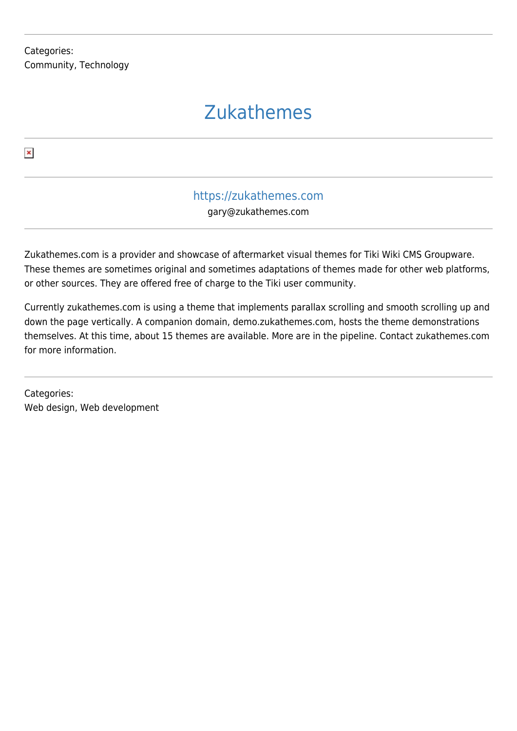Categories:
Community, Technology

# Zukathemes

https://zukathemes.com
gary@zukathemes.com

Zukathemes.com is a provider and showcase of aftermarket visual themes for Tiki Wiki CMS Groupware. These themes are sometimes original and sometimes adaptations of themes made for other web platforms, or other sources. They are offered free of charge to the Tiki user community.

Currently zukathemes.com is using a theme that implements parallax scrolling and smooth scrolling up and down the page vertically. A companion domain, demo.zukathemes.com, hosts the theme demonstrations themselves. At this time, about 15 themes are available. More are in the pipeline. Contact zukathemes.com for more information.

Categories:
Web design, Web development